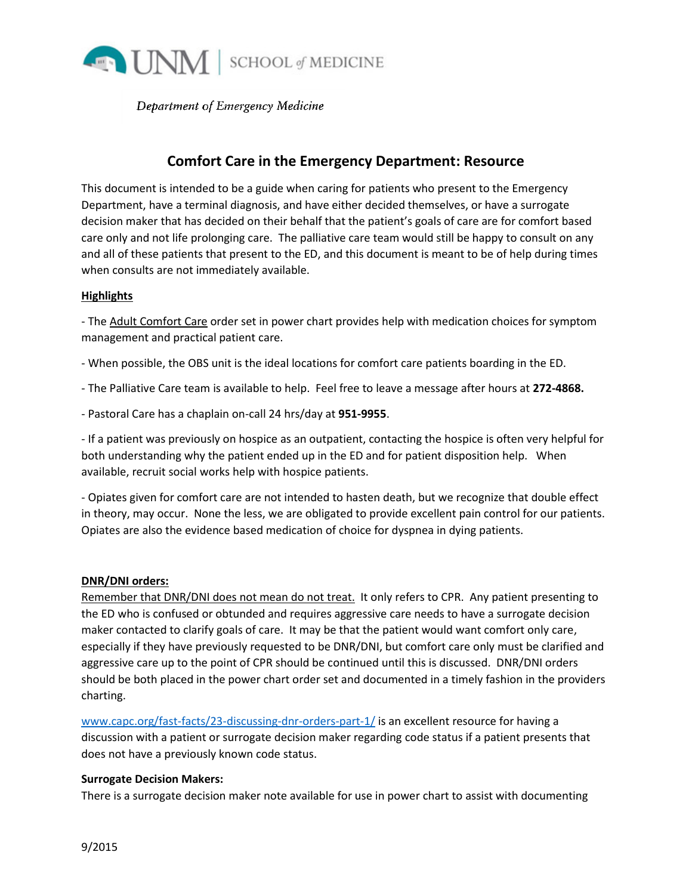UNM | SCHOOL of MEDICINE

*Department of Emergency Medicine*

# Comfort Care in the Emergency Department: Resource

This document is intended to be a guide when caring for patients who present to the Emergency Department, have a terminal diagnosis, and have either decided themselves, or have a surrogate decision maker that has decided on their behalf that the patient's goals of care are for comfort based care only and not life prolonging care. The palliative care team would still be happy to consult on any and all of these patients that present to the ED, and this document is meant to be of help during times when consults are not immediately available.

## Highlights

- The Adult Comfort Care order set in power chart provides help with medication choices for symptom management and practical patient care.

- When possible, the OBS unit is the ideal locations for comfort care patients boarding in the ED.

- The Palliative Care team is available to help. Feel free to leave a message after hours at **272-4868.**

- Pastoral Care has a chaplain on-call 24 hrs/day at **951-9955**.

- If a patient was previously on hospice as an outpatient, contacting the hospice is often very helpful for both understanding why the patient ended up in the ED and for patient disposition help. When available, recruit social works help with hospice patients.

- Opiates given for comfort care are not intended to hasten death, but we recognize that double effect in theory, may occur. None the less, we are obligated to provide excellent pain control for our patients. Opiates are also the evidence based medication of choice for dyspnea in dying patients.

## DNR/DNI orders:

Remember that DNR/DNI does not mean do not treat. It only refers to CPR. Any patient presenting to the ED who is confused or obtunded and requires aggressive care needs to have a surrogate decision maker contacted to clarify goals of care. It may be that the patient would want comfort only care, especially if they have previously requested to be DNR/DNI, but comfort care only must be clarified and aggressive care up to the point of CPR should be continued until this is discussed. DNR/DNI orders should be both placed in the power chart order set and documented in a timely fashion in the providers charting.

www.capc.org/fast-facts/23-discussing-dnr-orders-part-1/ is an excellent resource for having a discussion with a patient or surrogate decision maker regarding code status if a patient presents that does not have a previously known code status.

**Surrogate Decision Makers:**

There is a surrogate decision maker note available for use in power chart to assist with documenting

9/2015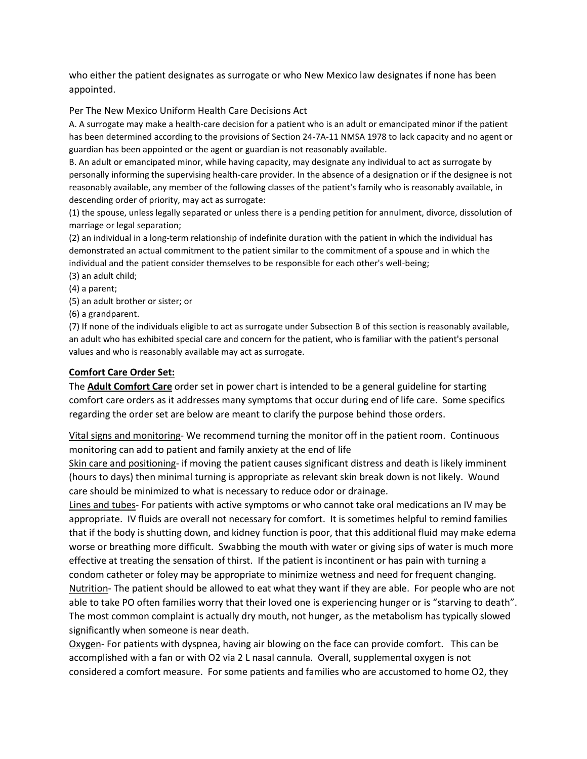who either the patient designates as surrogate or who New Mexico law designates if none has been appointed.

Per The New Mexico Uniform Health Care Decisions Act

A. A surrogate may make a health-care decision for a patient who is an adult or emancipated minor if the patient has been determined according to the provisions of Section 24-7A-11 NMSA 1978 to lack capacity and no agent or guardian has been appointed or the agent or guardian is not reasonably available.

B. An adult or emancipated minor, while having capacity, may designate any individual to act as surrogate by personally informing the supervising health-care provider. In the absence of a designation or if the designee is not reasonably available, any member of the following classes of the patient's family who is reasonably available, in descending order of priority, may act as surrogate:

(1) the spouse, unless legally separated or unless there is a pending petition for annulment, divorce, dissolution of marriage or legal separation;

(2) an individual in a long-term relationship of indefinite duration with the patient in which the individual has demonstrated an actual commitment to the patient similar to the commitment of a spouse and in which the individual and the patient consider themselves to be responsible for each other's well-being;

(3) an adult child;

(4) a parent;

(5) an adult brother or sister; or

(6) a grandparent.

(7) If none of the individuals eligible to act as surrogate under Subsection B of this section is reasonably available, an adult who has exhibited special care and concern for the patient, who is familiar with the patient's personal values and who is reasonably available may act as surrogate.

**Comfort Care Order Set:**

The **Adult Comfort Care** order set in power chart is intended to be a general guideline for starting comfort care orders as it addresses many symptoms that occur during end of life care. Some specifics regarding the order set are below are meant to clarify the purpose behind those orders.

Vital signs and monitoring- We recommend turning the monitor off in the patient room. Continuous monitoring can add to patient and family anxiety at the end of life

Skin care and positioning- if moving the patient causes significant distress and death is likely imminent (hours to days) then minimal turning is appropriate as relevant skin break down is not likely. Wound care should be minimized to what is necessary to reduce odor or drainage.

Lines and tubes- For patients with active symptoms or who cannot take oral medications an IV may be appropriate. IV fluids are overall not necessary for comfort. It is sometimes helpful to remind families that if the body is shutting down, and kidney function is poor, that this additional fluid may make edema worse or breathing more difficult. Swabbing the mouth with water or giving sips of water is much more effective at treating the sensation of thirst. If the patient is incontinent or has pain with turning a condom catheter or foley may be appropriate to minimize wetness and need for frequent changing.

Nutrition- The patient should be allowed to eat what they want if they are able. For people who are not able to take PO often families worry that their loved one is experiencing hunger or is "starving to death". The most common complaint is actually dry mouth, not hunger, as the metabolism has typically slowed significantly when someone is near death.

Oxygen- For patients with dyspnea, having air blowing on the face can provide comfort. This can be accomplished with a fan or with O2 via 2 L nasal cannula. Overall, supplemental oxygen is not considered a comfort measure. For some patients and families who are accustomed to home O2, they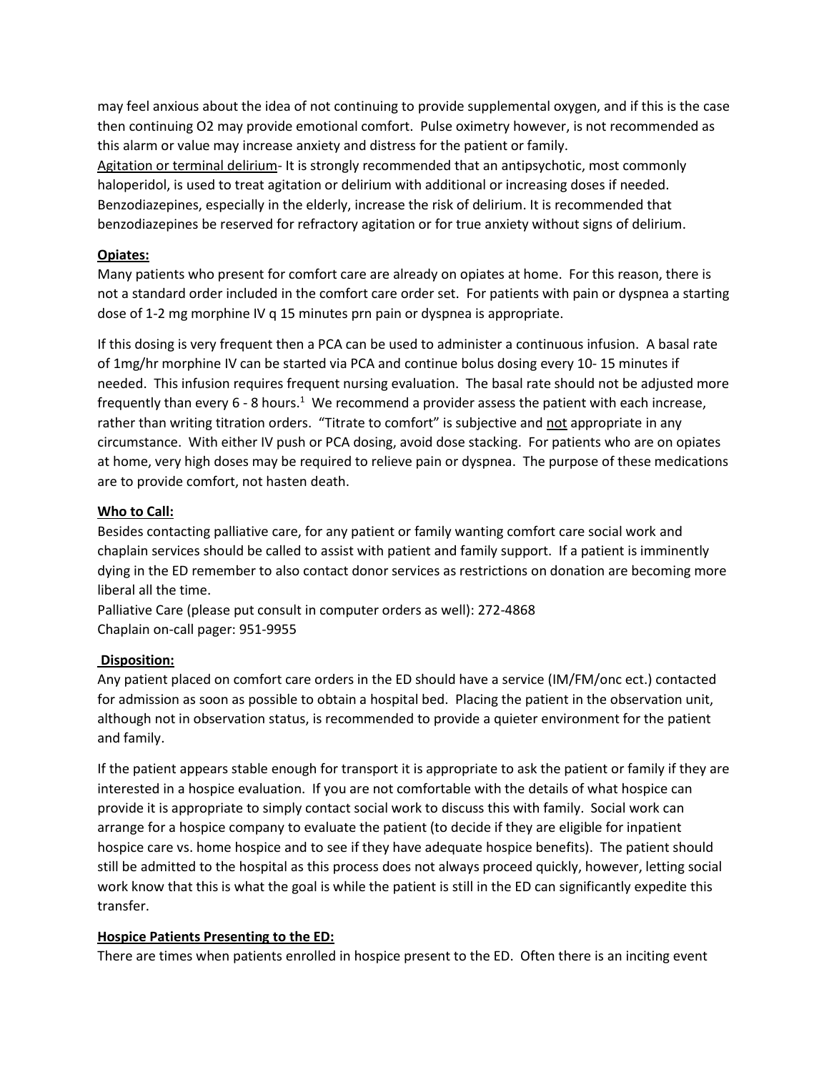may feel anxious about the idea of not continuing to provide supplemental oxygen, and if this is the case then continuing O2 may provide emotional comfort. Pulse oximetry however, is not recommended as this alarm or value may increase anxiety and distress for the patient or family.

<u>Agitation or terminal delirium</u>- It is strongly recommended that an antipsychotic, most commonly haloperidol, is used to treat agitation or delirium with additional or increasing doses if needed. Benzodiazepines, especially in the elderly, increase the risk of delirium. It is recommended that benzodiazepines be reserved for refractory agitation or for true anxiety without signs of delirium.

**<u>Opiates:</u>**

Many patients who present for comfort care are already on opiates at home. For this reason, there is not a standard order included in the comfort care order set. For patients with pain or dyspnea a starting dose of 1-2 mg morphine IV q 15 minutes prn pain or dyspnea is appropriate.

If this dosing is very frequent then a PCA can be used to administer a continuous infusion. A basal rate of 1mg/hr morphine IV can be started via PCA and continue bolus dosing every 10- 15 minutes if needed. This infusion requires frequent nursing evaluation. The basal rate should not be adjusted more frequently than every 6 - 8 hours.[1] We recommend a provider assess the patient with each increase, rather than writing titration orders. "Titrate to comfort" is subjective and <u>not</u> appropriate in any circumstance. With either IV push or PCA dosing, avoid dose stacking. For patients who are on opiates at home, very high doses may be required to relieve pain or dyspnea. The purpose of these medications are to provide comfort, not hasten death.

**<u>Who to Call:</u>**

Besides contacting palliative care, for any patient or family wanting comfort care social work and chaplain services should be called to assist with patient and family support. If a patient is imminently dying in the ED remember to also contact donor services as restrictions on donation are becoming more liberal all the time.

Palliative Care (please put consult in computer orders as well): 272-4868
Chaplain on-call pager: 951-9955

**<u>Disposition:</u>**

Any patient placed on comfort care orders in the ED should have a service (IM/FM/onc ect.) contacted for admission as soon as possible to obtain a hospital bed. Placing the patient in the observation unit, although not in observation status, is recommended to provide a quieter environment for the patient and family.

If the patient appears stable enough for transport it is appropriate to ask the patient or family if they are interested in a hospice evaluation. If you are not comfortable with the details of what hospice can provide it is appropriate to simply contact social work to discuss this with family. Social work can arrange for a hospice company to evaluate the patient (to decide if they are eligible for inpatient hospice care vs. home hospice and to see if they have adequate hospice benefits). The patient should still be admitted to the hospital as this process does not always proceed quickly, however, letting social work know that this is what the goal is while the patient is still in the ED can significantly expedite this transfer.

**<u>Hospice Patients Presenting to the ED:</u>**

There are times when patients enrolled in hospice present to the ED. Often there is an inciting event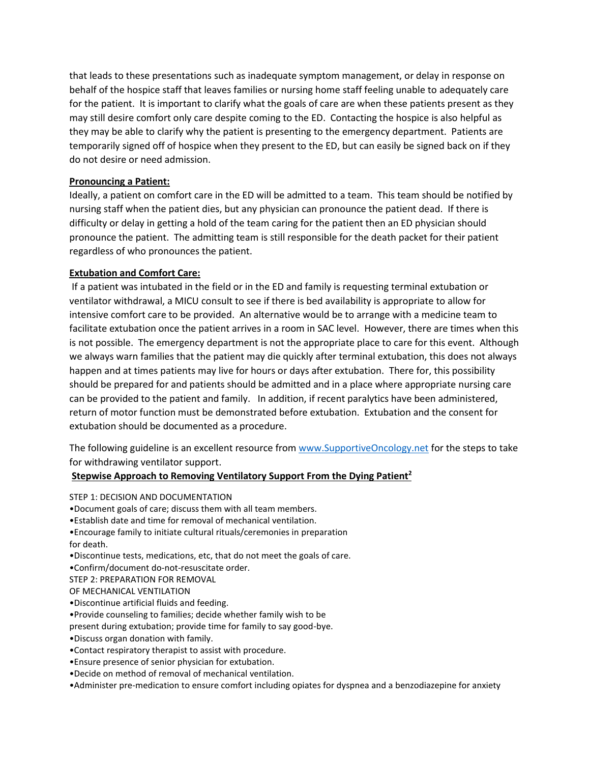that leads to these presentations such as inadequate symptom management, or delay in response on behalf of the hospice staff that leaves families or nursing home staff feeling unable to adequately care for the patient. It is important to clarify what the goals of care are when these patients present as they may still desire comfort only care despite coming to the ED. Contacting the hospice is also helpful as they may be able to clarify why the patient is presenting to the emergency department. Patients are temporarily signed off of hospice when they present to the ED, but can easily be signed back on if they do not desire or need admission.

**Pronouncing a Patient:**

Ideally, a patient on comfort care in the ED will be admitted to a team. This team should be notified by nursing staff when the patient dies, but any physician can pronounce the patient dead. If there is difficulty or delay in getting a hold of the team caring for the patient then an ED physician should pronounce the patient. The admitting team is still responsible for the death packet for their patient regardless of who pronounces the patient.

**Extubation and Comfort Care:**

If a patient was intubated in the field or in the ED and family is requesting terminal extubation or ventilator withdrawal, a MICU consult to see if there is bed availability is appropriate to allow for intensive comfort care to be provided. An alternative would be to arrange with a medicine team to facilitate extubation once the patient arrives in a room in SAC level. However, there are times when this is not possible. The emergency department is not the appropriate place to care for this event. Although we always warn families that the patient may die quickly after terminal extubation, this does not always happen and at times patients may live for hours or days after extubation. There for, this possibility should be prepared for and patients should be admitted and in a place where appropriate nursing care can be provided to the patient and family. In addition, if recent paralytics have been administered, return of motor function must be demonstrated before extubation. Extubation and the consent for extubation should be documented as a procedure.

The following guideline is an excellent resource from [www.SupportiveOncology.net](www.SupportiveOncology.net) for the steps to take for withdrawing ventilator support.

**Stepwise Approach to Removing Ventilatory Support From the Dying Patient[2]**

STEP 1: DECISION AND DOCUMENTATION

- Document goals of care; discuss them with all team members.
- Establish date and time for removal of mechanical ventilation.
- Encourage family to initiate cultural rituals/ceremonies in preparation for death.
- Discontinue tests, medications, etc, that do not meet the goals of care.
- Confirm/document do-not-resuscitate order.

STEP 2: PREPARATION FOR REMOVAL OF MECHANICAL VENTILATION

- Discontinue artificial fluids and feeding.
- Provide counseling to families; decide whether family wish to be present during extubation; provide time for family to say good-bye.
- Discuss organ donation with family.
- Contact respiratory therapist to assist with procedure.
- Ensure presence of senior physician for extubation.
- Decide on method of removal of mechanical ventilation.
- Administer pre-medication to ensure comfort including opiates for dyspnea and a benzodiazepine for anxiety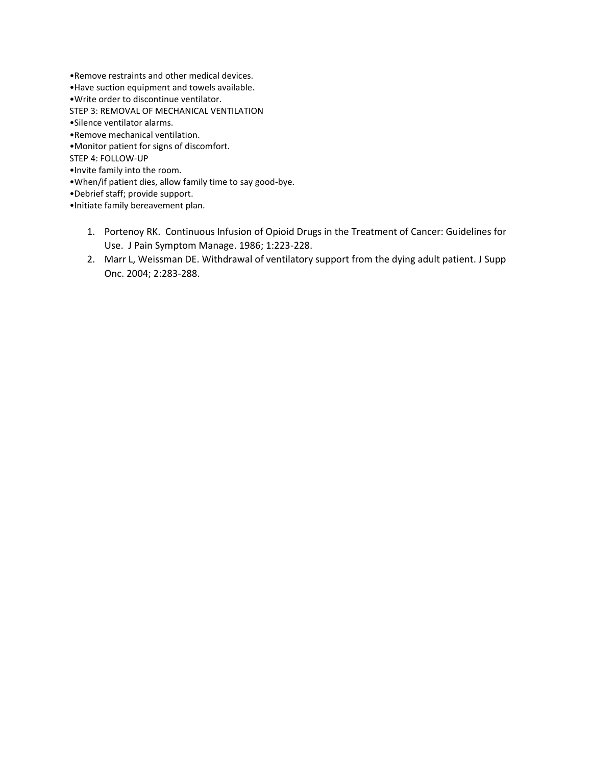•Remove restraints and other medical devices.
•Have suction equipment and towels available.
•Write order to discontinue ventilator.

STEP 3: REMOVAL OF MECHANICAL VENTILATION

•Silence ventilator alarms.
•Remove mechanical ventilation.
•Monitor patient for signs of discomfort.

STEP 4: FOLLOW-UP

•Invite family into the room.
•When/if patient dies, allow family time to say good-bye.
•Debrief staff; provide support.
•Initiate family bereavement plan.

1. Portenoy RK. Continuous Infusion of Opioid Drugs in the Treatment of Cancer: Guidelines for Use. J Pain Symptom Manage. 1986; 1:223-228.
2. Marr L, Weissman DE. Withdrawal of ventilatory support from the dying adult patient. J Supp Onc. 2004; 2:283-288.